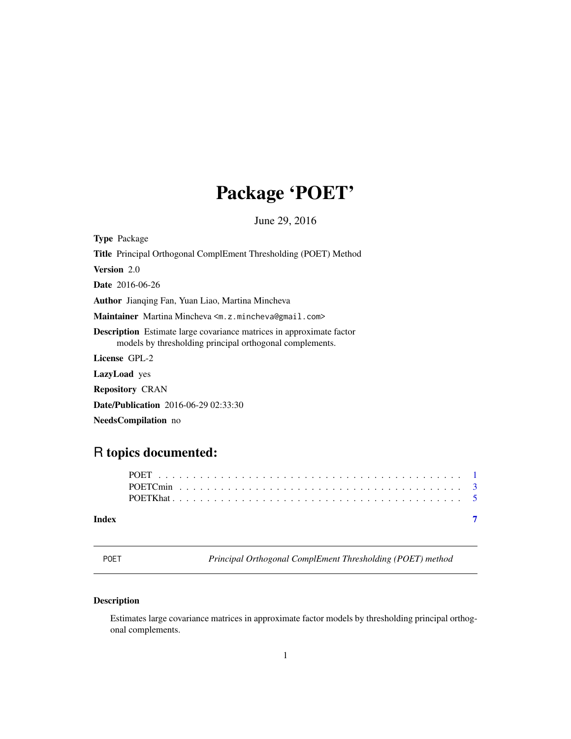# Package 'POET'

June 29, 2016

**Type** Package

**Title** Principal Orthogonal ComplEment Thresholding (POET) Method

**Version** 2.0

**Date** 2016-06-26

**Author** Jianqing Fan, Yuan Liao, Martina Mincheva

**Maintainer** Martina Mincheva <m.z.mincheva@gmail.com>

**Description** Estimate large covariance matrices in approximate factor models by thresholding principal orthogonal complements.

**License** GPL-2

**LazyLoad** yes

**Repository** CRAN

**Date/Publication** 2016-06-29 02:33:30

**NeedsCompilation** no

## R topics documented:

POET . . . . . . . . . . . . . . . . . . . . . . . . . . . . . . . . . . . . . . . . . . 1
POETCmin . . . . . . . . . . . . . . . . . . . . . . . . . . . . . . . . . . . . . . 3
POETKhat . . . . . . . . . . . . . . . . . . . . . . . . . . . . . . . . . . . . . . 5

**Index** 7

---

POET &nbsp;&nbsp;&nbsp;&nbsp; *Principal Orthogonal ComplEment Thresholding (POET) method*

---

### Description

Estimates large covariance matrices in approximate factor models by thresholding principal orthogonal complements.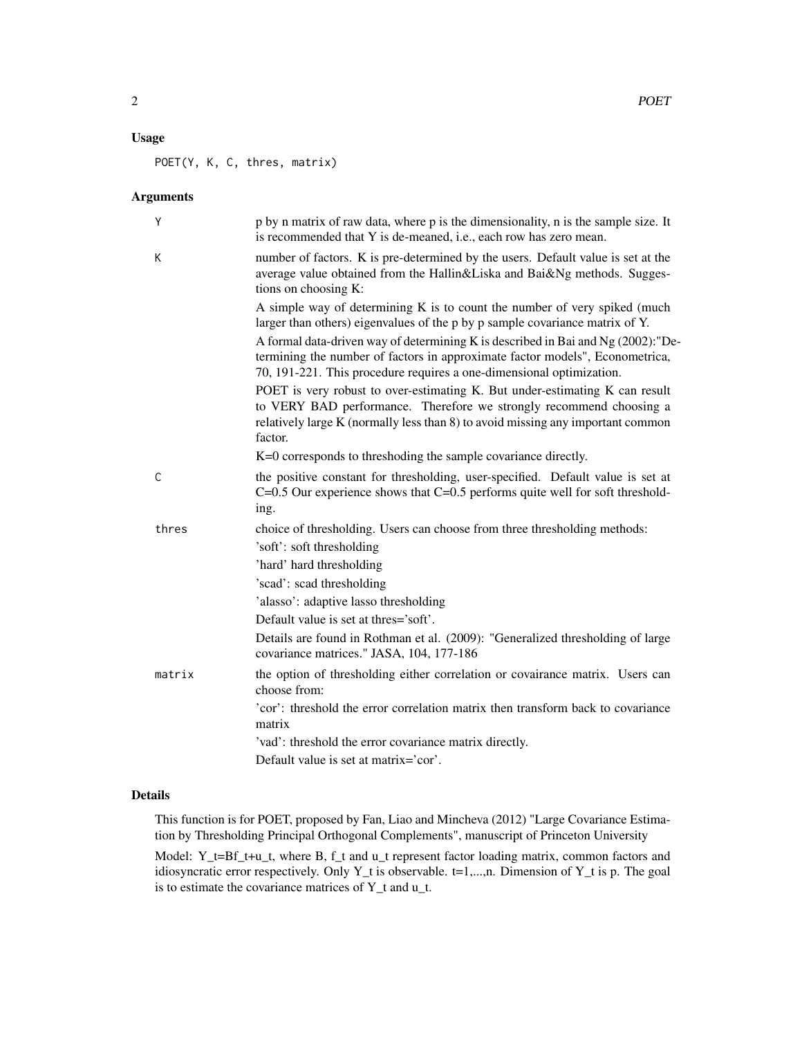## Usage

```
POET(Y, K, C, thres, matrix)
```

## Arguments

| Argument | Description |
| --- | --- |
| Y | p by n matrix of raw data, where p is the dimensionality, n is the sample size. It is recommended that Y is de-meaned, i.e., each row has zero mean. |
| K | number of factors. K is pre-determined by the users. Default value is set at the average value obtained from the Hallin&Liska and Bai&Ng methods. Suggestions on choosing K: <br> A simple way of determining K is to count the number of very spiked (much larger than others) eigenvalues of the p by p sample covariance matrix of Y. <br> A formal data-driven way of determining K is described in Bai and Ng (2002):"Determining the number of factors in approximate factor models", Econometrica, 70, 191-221. This procedure requires a one-dimensional optimization. <br> POET is very robust to over-estimating K. But under-estimating K can result to VERY BAD performance. Therefore we strongly recommend choosing a relatively large K (normally less than 8) to avoid missing any important common factor. <br> K=0 corresponds to threshoding the sample covariance directly. |
| C | the positive constant for thresholding, user-specified. Default value is set at C=0.5 Our experience shows that C=0.5 performs quite well for soft thresholding. |
| thres | choice of thresholding. Users can choose from three thresholding methods: <br> 'soft': soft thresholding <br> 'hard' hard thresholding <br> 'scad': scad thresholding <br> 'alasso': adaptive lasso thresholding <br> Default value is set at thres='soft'. <br> Details are found in Rothman et al. (2009): "Generalized thresholding of large covariance matrices." JASA, 104, 177-186 |
| matrix | the option of thresholding either correlation or covairance matrix. Users can choose from: <br> 'cor': threshold the error correlation matrix then transform back to covariance matrix <br> 'vad': threshold the error covariance matrix directly. <br> Default value is set at matrix='cor'. |

## Details

This function is for POET, proposed by Fan, Liao and Mincheva (2012) "Large Covariance Estimation by Thresholding Principal Orthogonal Complements", manuscript of Princeton University

Model: Y_t=Bf_t+u_t, where B, f_t and u_t represent factor loading matrix, common factors and idiosyncratic error respectively. Only Y_t is observable. t=1,...,n. Dimension of Y_t is p. The goal is to estimate the covariance matrices of Y_t and u_t.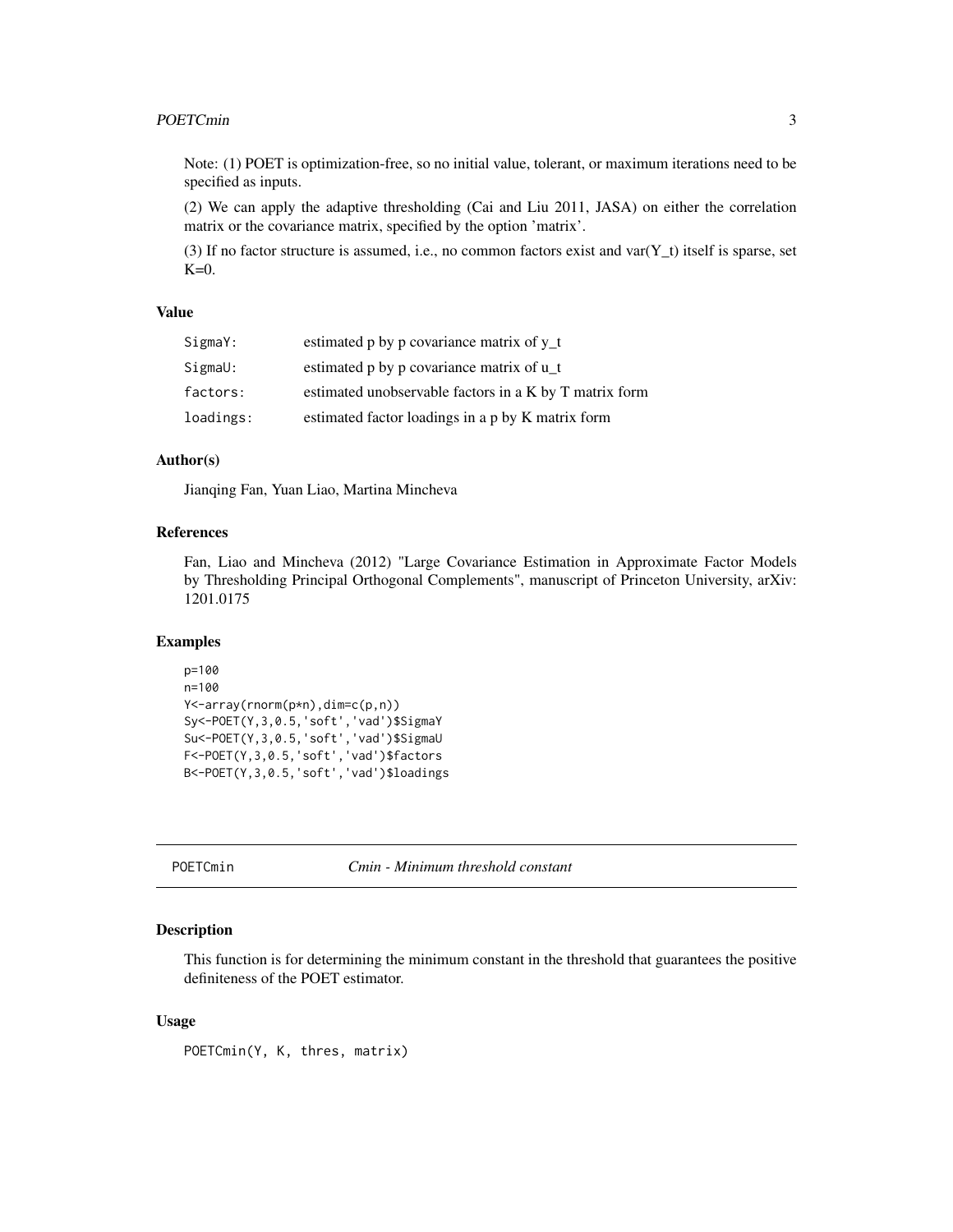Note: (1) POET is optimization-free, so no initial value, tolerant, or maximum iterations need to be specified as inputs.

(2) We can apply the adaptive thresholding (Cai and Liu 2011, JASA) on either the correlation matrix or the covariance matrix, specified by the option 'matrix'.

(3) If no factor structure is assumed, i.e., no common factors exist and var(Y_t) itself is sparse, set K=0.

### Value

| | |
|---|---|
| SigmaY: | estimated p by p covariance matrix of y_t |
| SigmaU: | estimated p by p covariance matrix of u_t |
| factors: | estimated unobservable factors in a K by T matrix form |
| loadings: | estimated factor loadings in a p by K matrix form |

### Author(s)

Jianqing Fan, Yuan Liao, Martina Mincheva

### References

Fan, Liao and Mincheva (2012) "Large Covariance Estimation in Approximate Factor Models by Thresholding Principal Orthogonal Complements", manuscript of Princeton University, arXiv: 1201.0175

### Examples

```
p=100
n=100
Y<-array(rnorm(p*n),dim=c(p,n))
Sy<-POET(Y,3,0.5,'soft','vad')$SigmaY
Su<-POET(Y,3,0.5,'soft','vad')$SigmaU
F<-POET(Y,3,0.5,'soft','vad')$factors
B<-POET(Y,3,0.5,'soft','vad')$loadings
```

---

## POETCmin — *Cmin - Minimum threshold constant*

### Description

This function is for determining the minimum constant in the threshold that guarantees the positive definiteness of the POET estimator.

### Usage

```
POETCmin(Y, K, thres, matrix)
```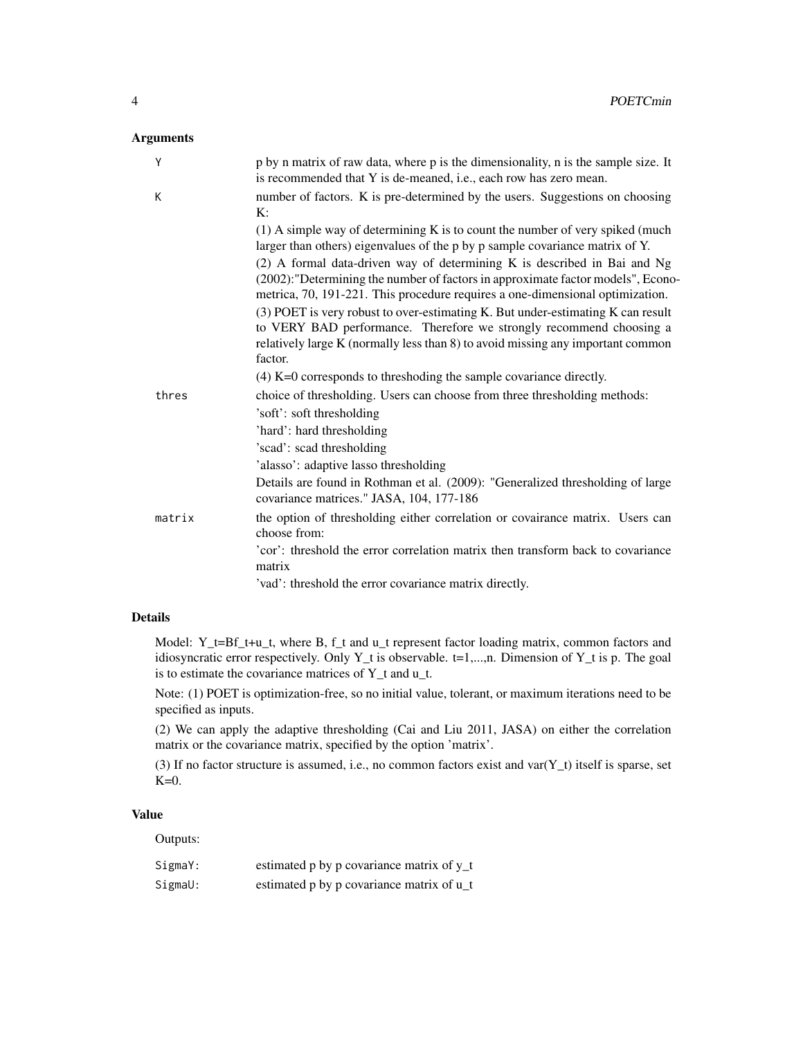## Arguments

| | |
|---|---|
| Y | p by n matrix of raw data, where p is the dimensionality, n is the sample size. It is recommended that Y is de-meaned, i.e., each row has zero mean. |
| K | number of factors. K is pre-determined by the users. Suggestions on choosing K: (1) A simple way of determining K is to count the number of very spiked (much larger than others) eigenvalues of the p by p sample covariance matrix of Y. (2) A formal data-driven way of determining K is described in Bai and Ng (2002):"Determining the number of factors in approximate factor models", Econometrica, 70, 191-221. This procedure requires a one-dimensional optimization. (3) POET is very robust to over-estimating K. But under-estimating K can result to VERY BAD performance. Therefore we strongly recommend choosing a relatively large K (normally less than 8) to avoid missing any important common factor. (4) K=0 corresponds to threshoding the sample covariance directly. |
| thres | choice of thresholding. Users can choose from three thresholding methods: 'soft': soft thresholding 'hard': hard thresholding 'scad': scad thresholding 'alasso': adaptive lasso thresholding Details are found in Rothman et al. (2009): "Generalized thresholding of large covariance matrices." JASA, 104, 177-186 |
| matrix | the option of thresholding either correlation or covairance matrix. Users can choose from: 'cor': threshold the error correlation matrix then transform back to covariance matrix 'vad': threshold the error covariance matrix directly. |

## Details

Model: Y_t=Bf_t+u_t, where B, f_t and u_t represent factor loading matrix, common factors and idiosyncratic error respectively. Only Y_t is observable. t=1,...,n. Dimension of Y_t is p. The goal is to estimate the covariance matrices of Y_t and u_t.

Note: (1) POET is optimization-free, so no initial value, tolerant, or maximum iterations need to be specified as inputs.

(2) We can apply the adaptive thresholding (Cai and Liu 2011, JASA) on either the correlation matrix or the covariance matrix, specified by the option 'matrix'.

(3) If no factor structure is assumed, i.e., no common factors exist and var(Y_t) itself is sparse, set K=0.

## Value

Outputs:

| | |
|---|---|
| SigmaY: | estimated p by p covariance matrix of y_t |
| SigmaU: | estimated p by p covariance matrix of u_t |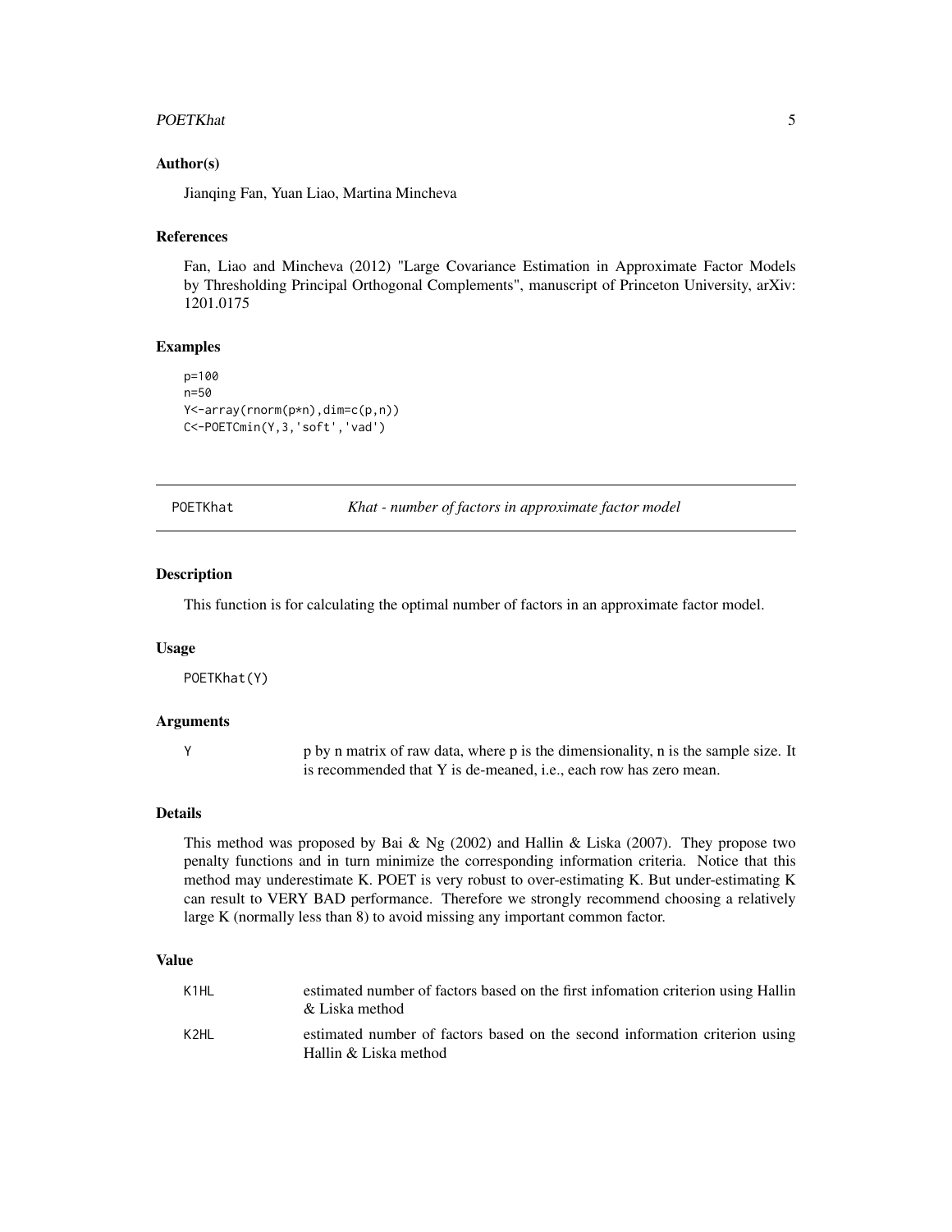### Author(s)

Jianqing Fan, Yuan Liao, Martina Mincheva

### References

Fan, Liao and Mincheva (2012) "Large Covariance Estimation in Approximate Factor Models by Thresholding Principal Orthogonal Complements", manuscript of Princeton University, arXiv: 1201.0175

### Examples

```
p=100
n=50
Y<-array(rnorm(p*n),dim=c(p,n))
C<-POETCmin(Y,3,'soft','vad')
```

---

## POETKhat — *Khat - number of factors in approximate factor model*

---

### Description

This function is for calculating the optimal number of factors in an approximate factor model.

### Usage

```
POETKhat(Y)
```

### Arguments

| | |
|---|---|
| Y | p by n matrix of raw data, where p is the dimensionality, n is the sample size. It is recommended that Y is de-meaned, i.e., each row has zero mean. |

### Details

This method was proposed by Bai & Ng (2002) and Hallin & Liska (2007). They propose two penalty functions and in turn minimize the corresponding information criteria. Notice that this method may underestimate K. POET is very robust to over-estimating K. But under-estimating K can result to VERY BAD performance. Therefore we strongly recommend choosing a relatively large K (normally less than 8) to avoid missing any important common factor.

### Value

| | |
|---|---|
| K1HL | estimated number of factors based on the first infomation criterion using Hallin & Liska method |
| K2HL | estimated number of factors based on the second information criterion using Hallin & Liska method |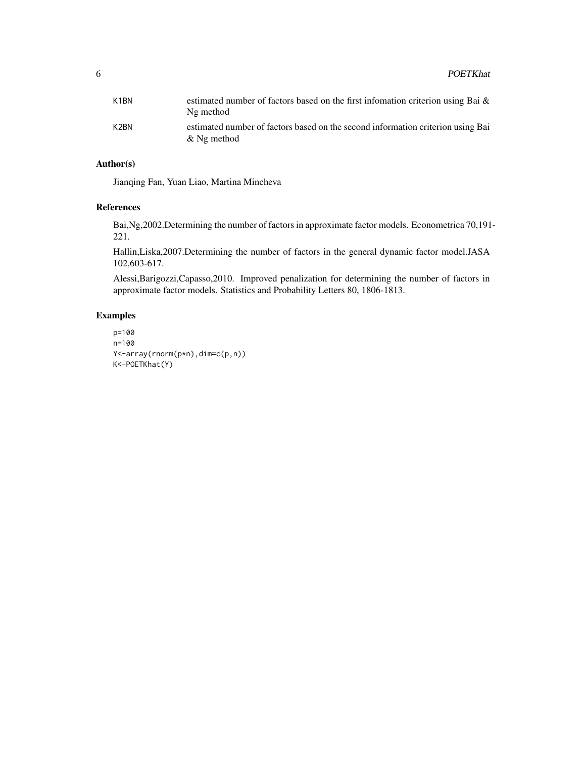| | |
|---|---|
| K1BN | estimated number of factors based on the first infomation criterion using Bai & Ng method |
| K2BN | estimated number of factors based on the second information criterion using Bai & Ng method |

## Author(s)

Jianqing Fan, Yuan Liao, Martina Mincheva

## References

Bai,Ng,2002.Determining the number of factors in approximate factor models. Econometrica 70,191-221.

Hallin,Liska,2007.Determining the number of factors in the general dynamic factor model.JASA 102,603-617.

Alessi,Barigozzi,Capasso,2010. Improved penalization for determining the number of factors in approximate factor models. Statistics and Probability Letters 80, 1806-1813.

## Examples

```
p=100
n=100
Y<-array(rnorm(p*n),dim=c(p,n))
K<-POETKhat(Y)
```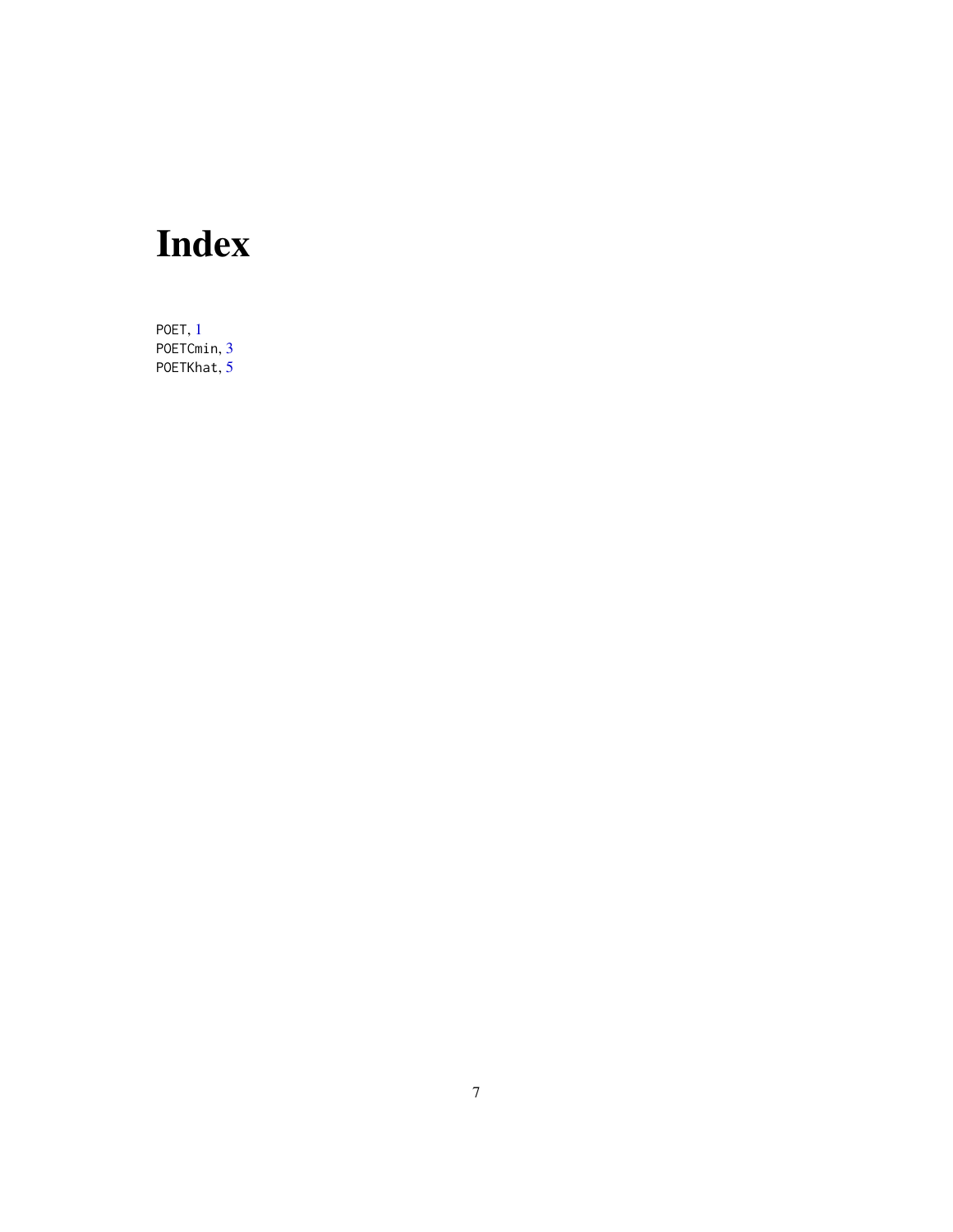# Index

POET, 1
POETCmin, 3
POETKhat, 5